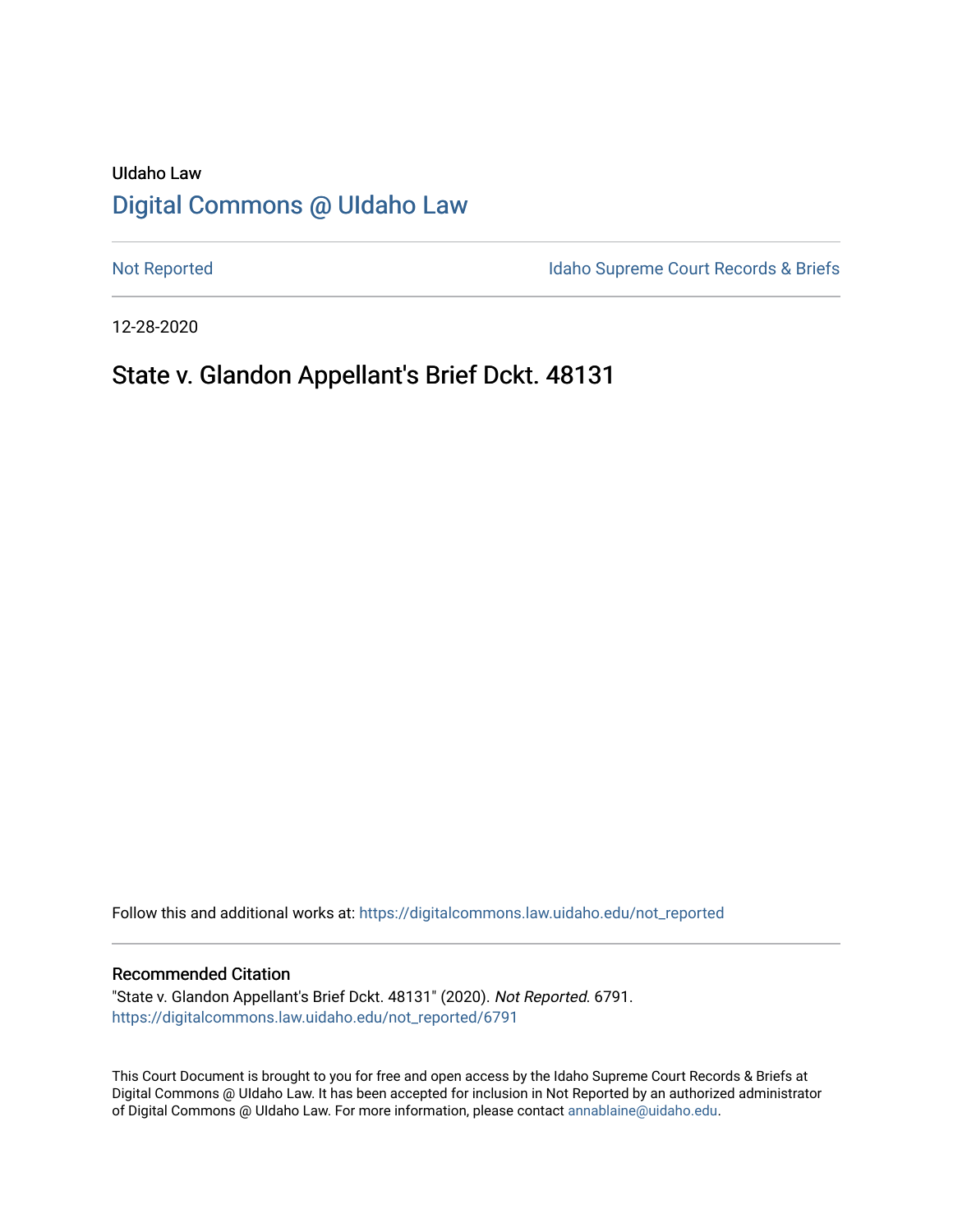UIdaho Law

# Digital Commons @ UIdaho Law

Not Reported | Idaho Supreme Court Records & Briefs

12-28-2020

## State v. Glandon Appellant's Brief Dckt. 48131

Follow this and additional works at: https://digitalcommons.law.uidaho.edu/not_reported

### Recommended Citation

"State v. Glandon Appellant's Brief Dckt. 48131" (2020). *Not Reported.* 6791.
https://digitalcommons.law.uidaho.edu/not_reported/6791

This Court Document is brought to you for free and open access by the Idaho Supreme Court Records & Briefs at Digital Commons @ UIdaho Law. It has been accepted for inclusion in Not Reported by an authorized administrator of Digital Commons @ UIdaho Law. For more information, please contact annablaine@uidaho.edu.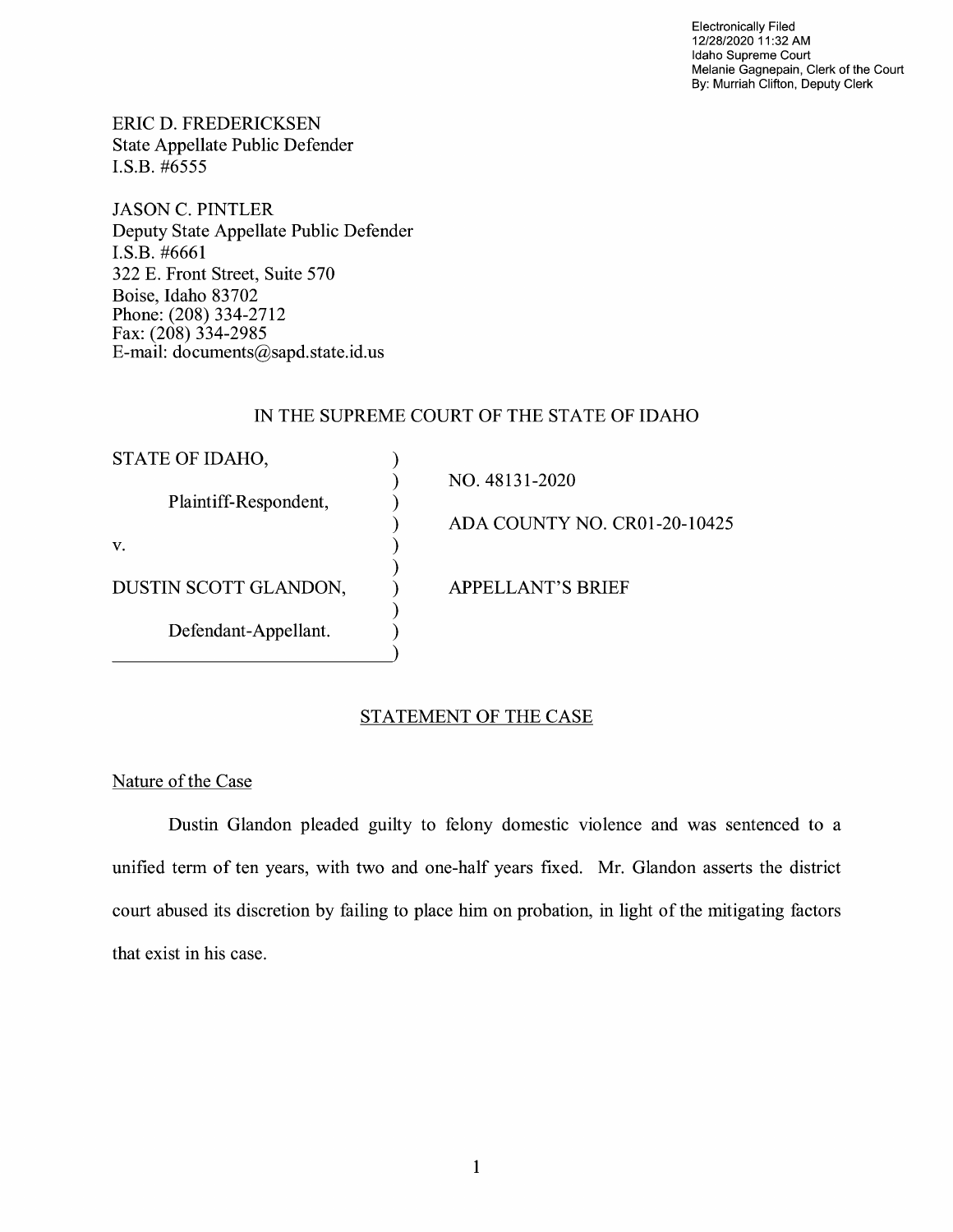Electronically Filed
12/28/2020 11:32 AM
Idaho Supreme Court
Melanie Gagnepain, Clerk of the Court
By: Murriah Clifton, Deputy Clerk

ERIC D. FREDERICKSEN
State Appellate Public Defender
I.S.B. #6555

JASON C. PINTLER
Deputy State Appellate Public Defender
I.S.B. #6661
322 E. Front Street, Suite 570
Boise, Idaho 83702
Phone: (208) 334-2712
Fax: (208) 334-2985
E-mail: documents@sapd.state.id.us

IN THE SUPREME COURT OF THE STATE OF IDAHO

| | | |
|---|---|---|
| STATE OF IDAHO, | ) | |
| | ) | NO. 48131-2020 |
| Plaintiff-Respondent, | ) | |
| | ) | ADA COUNTY NO. CR01-20-10425 |
| v. | ) | |
| | ) | |
| DUSTIN SCOTT GLANDON, | ) | APPELLANT'S BRIEF |
| | ) | |
| Defendant-Appellant. | ) | |

## STATEMENT OF THE CASE

### Nature of the Case

Dustin Glandon pleaded guilty to felony domestic violence and was sentenced to a unified term of ten years, with two and one-half years fixed. Mr. Glandon asserts the district court abused its discretion by failing to place him on probation, in light of the mitigating factors that exist in his case.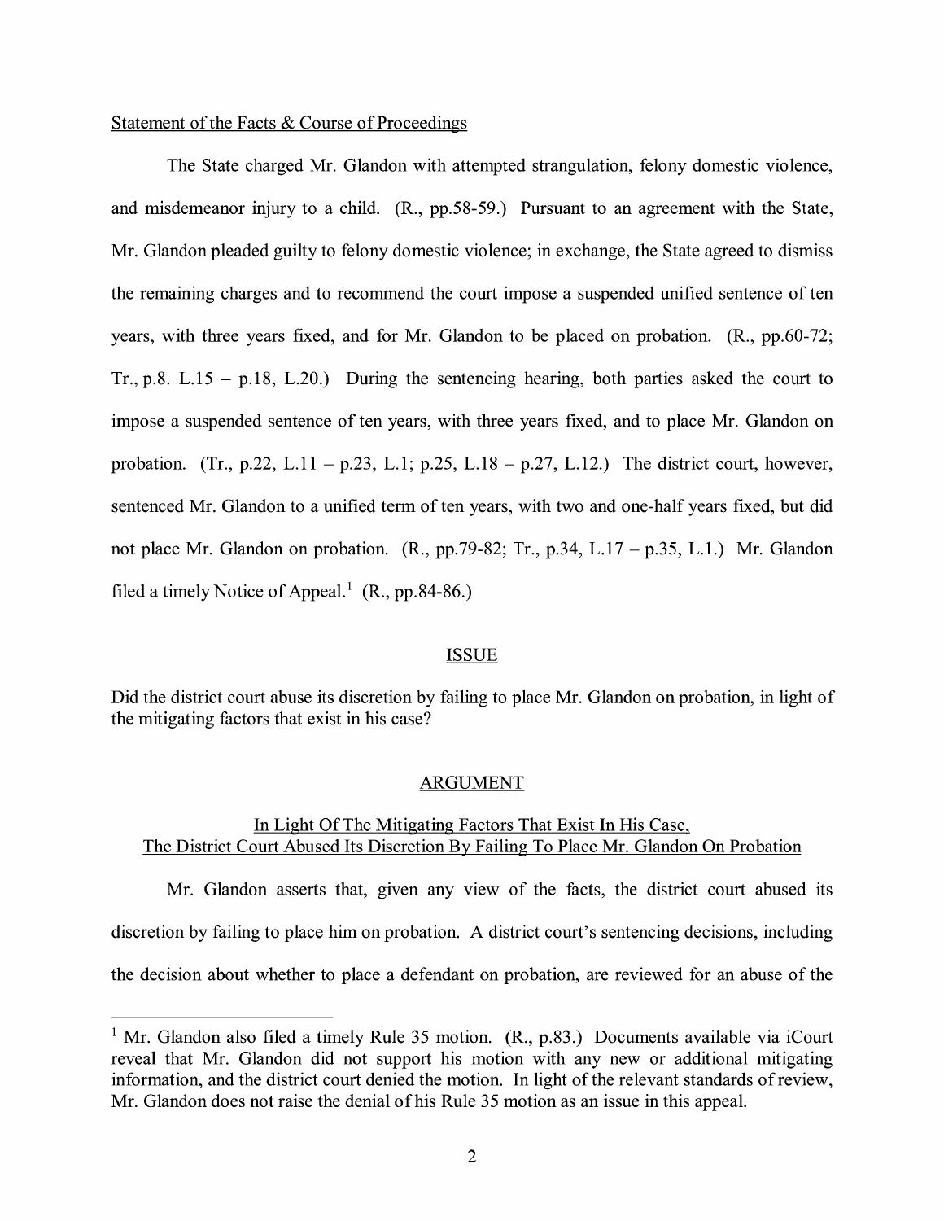Statement of the Facts & Course of Proceedings

The State charged Mr. Glandon with attempted strangulation, felony domestic violence, and misdemeanor injury to a child. (R., pp.58-59.) Pursuant to an agreement with the State, Mr. Glandon pleaded guilty to felony domestic violence; in exchange, the State agreed to dismiss the remaining charges and to recommend the court impose a suspended unified sentence of ten years, with three years fixed, and for Mr. Glandon to be placed on probation. (R., pp.60-72; Tr., p.8. L.15 – p.18, L.20.) During the sentencing hearing, both parties asked the court to impose a suspended sentence of ten years, with three years fixed, and to place Mr. Glandon on probation. (Tr., p.22, L.11 – p.23, L.1; p.25, L.18 – p.27, L.12.) The district court, however, sentenced Mr. Glandon to a unified term of ten years, with two and one-half years fixed, but did not place Mr. Glandon on probation. (R., pp.79-82; Tr., p.34, L.17 – p.35, L.1.) Mr. Glandon filed a timely Notice of Appeal.[1] (R., pp.84-86.)

ISSUE

Did the district court abuse its discretion by failing to place Mr. Glandon on probation, in light of the mitigating factors that exist in his case?

ARGUMENT

In Light Of The Mitigating Factors That Exist In His Case, The District Court Abused Its Discretion By Failing To Place Mr. Glandon On Probation

Mr. Glandon asserts that, given any view of the facts, the district court abused its discretion by failing to place him on probation. A district court's sentencing decisions, including the decision about whether to place a defendant on probation, are reviewed for an abuse of the

[1] Mr. Glandon also filed a timely Rule 35 motion. (R., p.83.) Documents available via iCourt reveal that Mr. Glandon did not support his motion with any new or additional mitigating information, and the district court denied the motion. In light of the relevant standards of review, Mr. Glandon does not raise the denial of his Rule 35 motion as an issue in this appeal.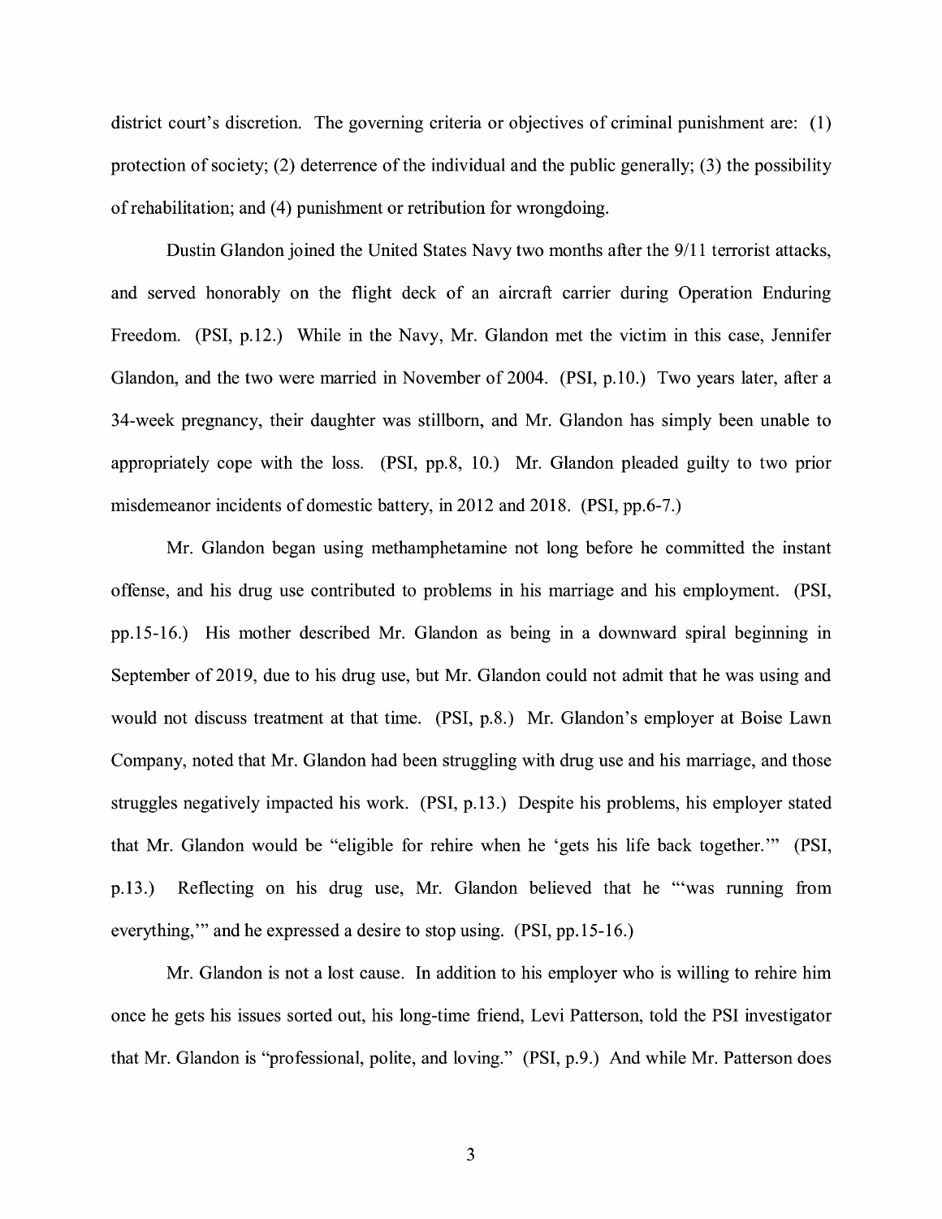district court's discretion. The governing criteria or objectives of criminal punishment are: (1) protection of society; (2) deterrence of the individual and the public generally; (3) the possibility of rehabilitation; and (4) punishment or retribution for wrongdoing.

Dustin Glandon joined the United States Navy two months after the 9/11 terrorist attacks, and served honorably on the flight deck of an aircraft carrier during Operation Enduring Freedom. (PSI, p.12.) While in the Navy, Mr. Glandon met the victim in this case, Jennifer Glandon, and the two were married in November of 2004. (PSI, p.10.) Two years later, after a 34-week pregnancy, their daughter was stillborn, and Mr. Glandon has simply been unable to appropriately cope with the loss. (PSI, pp.8, 10.) Mr. Glandon pleaded guilty to two prior misdemeanor incidents of domestic battery, in 2012 and 2018. (PSI, pp.6-7.)

Mr. Glandon began using methamphetamine not long before he committed the instant offense, and his drug use contributed to problems in his marriage and his employment. (PSI, pp.15-16.) His mother described Mr. Glandon as being in a downward spiral beginning in September of 2019, due to his drug use, but Mr. Glandon could not admit that he was using and would not discuss treatment at that time. (PSI, p.8.) Mr. Glandon's employer at Boise Lawn Company, noted that Mr. Glandon had been struggling with drug use and his marriage, and those struggles negatively impacted his work. (PSI, p.13.) Despite his problems, his employer stated that Mr. Glandon would be "eligible for rehire when he 'gets his life back together.'" (PSI, p.13.) Reflecting on his drug use, Mr. Glandon believed that he "'was running from everything,'" and he expressed a desire to stop using. (PSI, pp.15-16.)

Mr. Glandon is not a lost cause. In addition to his employer who is willing to rehire him once he gets his issues sorted out, his long-time friend, Levi Patterson, told the PSI investigator that Mr. Glandon is "professional, polite, and loving." (PSI, p.9.) And while Mr. Patterson does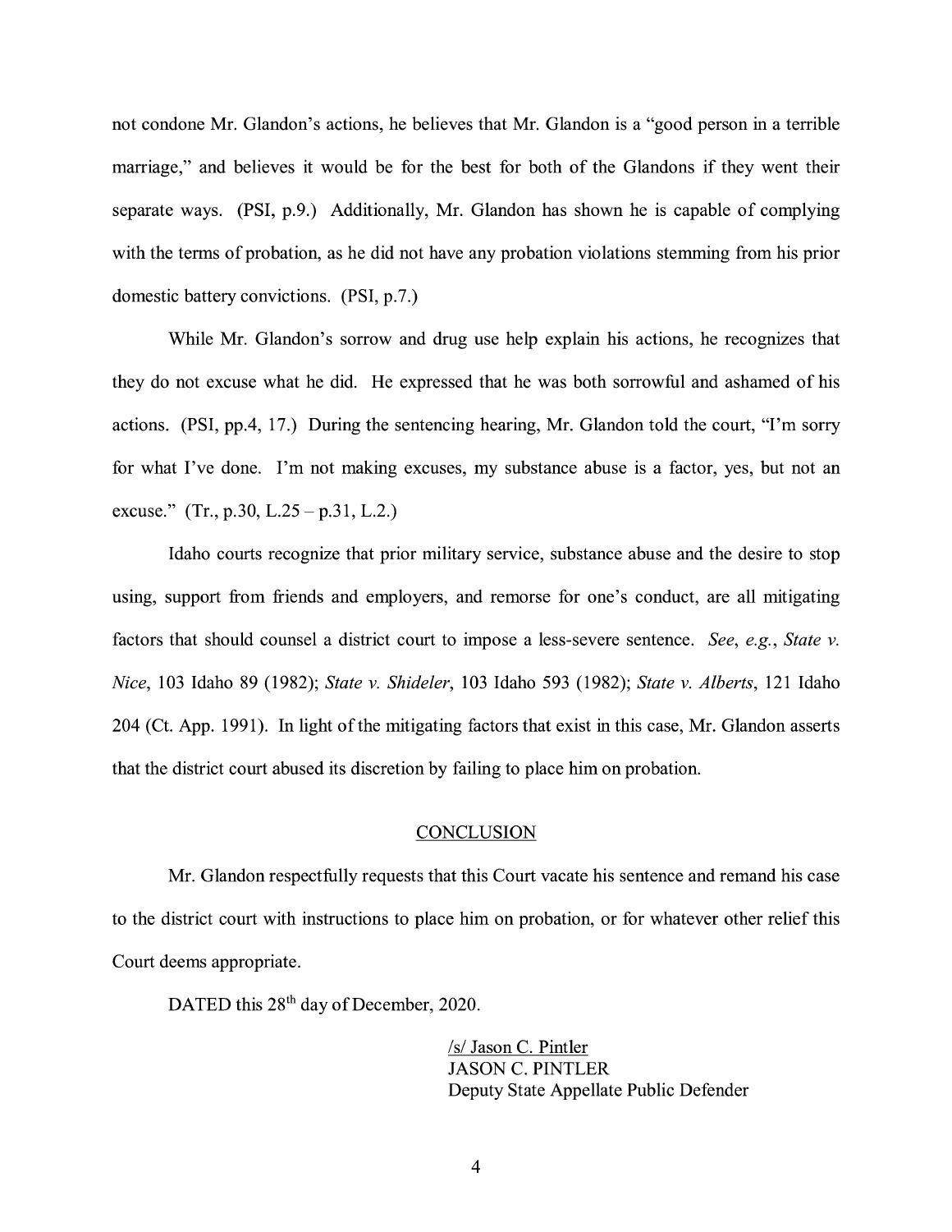not condone Mr. Glandon's actions, he believes that Mr. Glandon is a "good person in a terrible marriage," and believes it would be for the best for both of the Glandons if they went their separate ways. (PSI, p.9.) Additionally, Mr. Glandon has shown he is capable of complying with the terms of probation, as he did not have any probation violations stemming from his prior domestic battery convictions. (PSI, p.7.)

While Mr. Glandon's sorrow and drug use help explain his actions, he recognizes that they do not excuse what he did. He expressed that he was both sorrowful and ashamed of his actions. (PSI, pp.4, 17.) During the sentencing hearing, Mr. Glandon told the court, "I'm sorry for what I've done. I'm not making excuses, my substance abuse is a factor, yes, but not an excuse." (Tr., p.30, L.25 – p.31, L.2.)

Idaho courts recognize that prior military service, substance abuse and the desire to stop using, support from friends and employers, and remorse for one's conduct, are all mitigating factors that should counsel a district court to impose a less-severe sentence. *See, e.g.*, *State v. Nice*, 103 Idaho 89 (1982); *State v. Shideler*, 103 Idaho 593 (1982); *State v. Alberts*, 121 Idaho 204 (Ct. App. 1991). In light of the mitigating factors that exist in this case, Mr. Glandon asserts that the district court abused its discretion by failing to place him on probation.

## CONCLUSION

Mr. Glandon respectfully requests that this Court vacate his sentence and remand his case to the district court with instructions to place him on probation, or for whatever other relief this Court deems appropriate.

DATED this 28th day of December, 2020.

/s/ Jason C. Pintler
JASON C. PINTLER
Deputy State Appellate Public Defender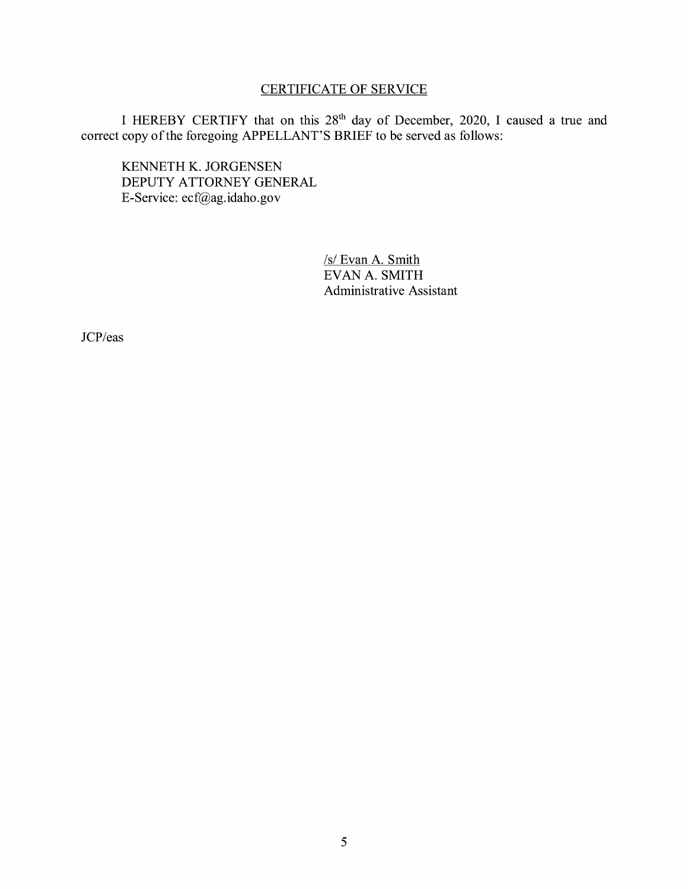## CERTIFICATE OF SERVICE

I HEREBY CERTIFY that on this 28th day of December, 2020, I caused a true and correct copy of the foregoing APPELLANT'S BRIEF to be served as follows:

KENNETH K. JORGENSEN
DEPUTY ATTORNEY GENERAL
E-Service: ecf@ag.idaho.gov

/s/ Evan A. Smith
EVAN A. SMITH
Administrative Assistant

JCP/eas